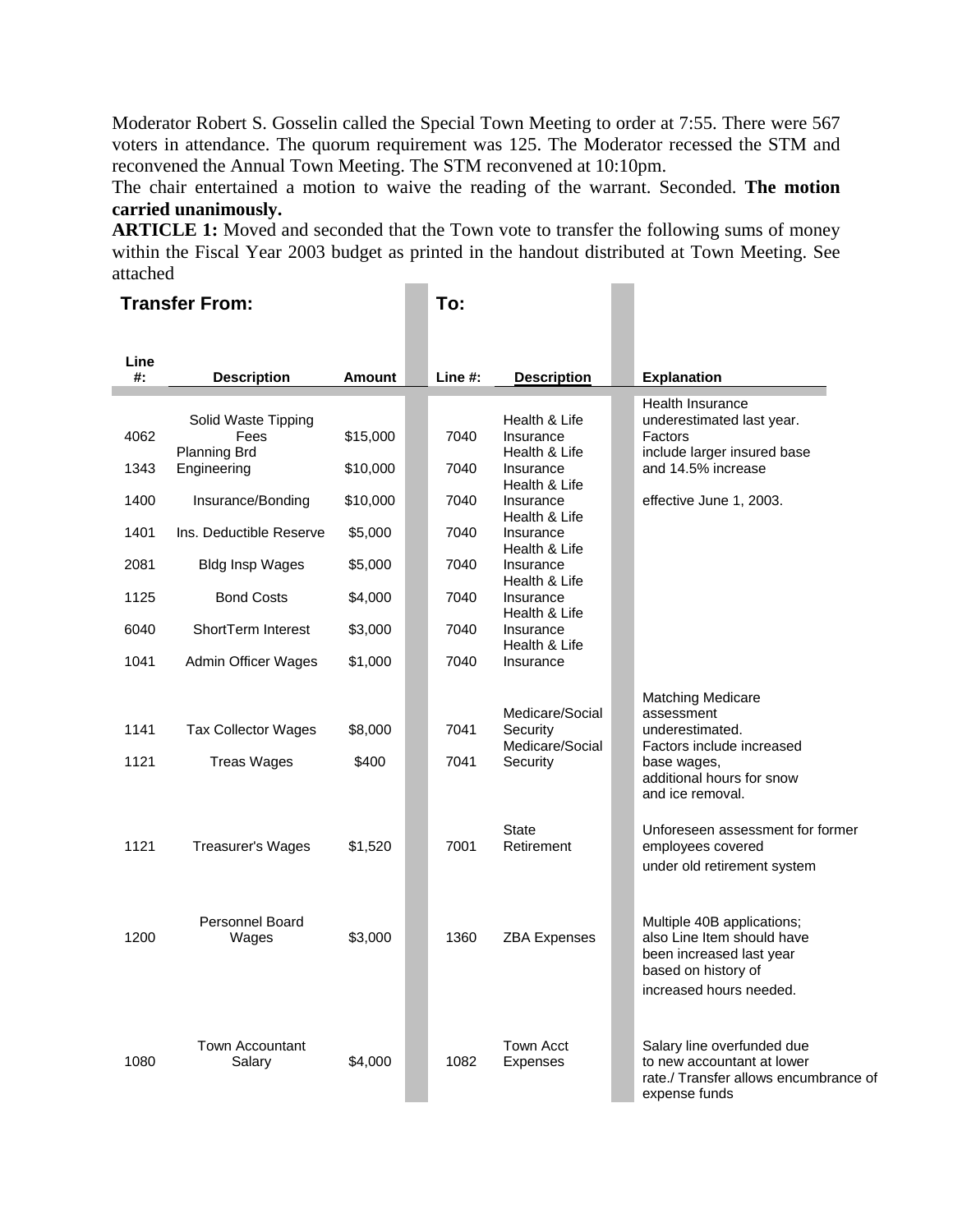Moderator Robert S. Gosselin called the Special Town Meeting to order at 7:55. There were 567 voters in attendance. The quorum requirement was 125. The Moderator recessed the STM and reconvened the Annual Town Meeting. The STM reconvened at 10:10pm.

The chair entertained a motion to waive the reading of the warrant. Seconded. **The motion carried unanimously.**

**ARTICLE 1:** Moved and seconded that the Town vote to transfer the following sums of money within the Fiscal Year 2003 budget as printed in the handout distributed at Town Meeting. See attached

| **Transfer From:** | | | **To:** | | |
|---|---|---|---|---|---|
| **Line #:** | **Description** | **Amount** | **Line #:** | **Description** | **Explanation** |
| 4062 | Solid Waste Tipping Fees | $15,000 | 7040 | Health & Life Insurance | Health Insurance underestimated last year. Factors |
| 1343 | Planning Brd Engineering | $10,000 | 7040 | Health & Life Insurance | include larger insured base and 14.5% increase |
| 1400 | Insurance/Bonding | $10,000 | 7040 | Health & Life Insurance | effective June 1, 2003. |
| 1401 | Ins. Deductible Reserve | $5,000 | 7040 | Health & Life Insurance | |
| 2081 | Bldg Insp Wages | $5,000 | 7040 | Health & Life Insurance | |
| 1125 | Bond Costs | $4,000 | 7040 | Health & Life Insurance | |
| 6040 | ShortTerm Interest | $3,000 | 7040 | Health & Life Insurance | |
| 1041 | Admin Officer Wages | $1,000 | 7040 | Health & Life Insurance | |
| 1141 | Tax Collector Wages | $8,000 | 7041 | Medicare/Social Security | Matching Medicare assessment underestimated. |
| 1121 | Treas Wages | $400 | 7041 | Medicare/Social Security | Factors include increased base wages, additional hours for snow and ice removal. |
| 1121 | Treasurer's Wages | $1,520 | 7001 | State Retirement | Unforeseen assessment for former employees covered under old retirement system |
| 1200 | Personnel Board Wages | $3,000 | 1360 | ZBA Expenses | Multiple 40B applications; also Line Item should have been increased last year based on history of increased hours needed. |
| 1080 | Town Accountant Salary | $4,000 | 1082 | Town Acct Expenses | Salary line overfunded due to new accountant at lower rate./ Transfer allows encumbrance of expense funds |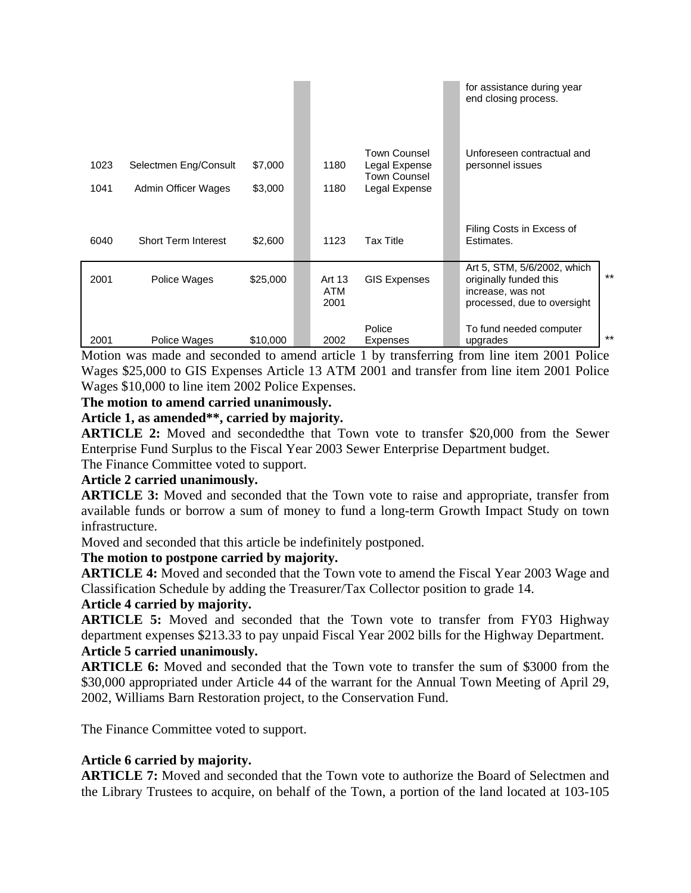| | | | | | | |
|---|---|---|---|---|---|---|
| | | | | | for assistance during year end closing process. | |
| 1023 | Selectmen Eng/Consult | $7,000 | 1180 | Town Counsel Legal Expense | Unforeseen contractual and personnel issues | |
| 1041 | Admin Officer Wages | $3,000 | 1180 | Town Counsel Legal Expense | | |
| 6040 | Short Term Interest | $2,600 | 1123 | Tax Title | Filing Costs in Excess of Estimates. | |
| 2001 | Police Wages | $25,000 | Art 13 ATM 2001 | GIS Expenses | Art 5, STM, 5/6/2002, which originally funded this increase, was not processed, due to oversight | ** |
| 2001 | Police Wages | $10,000 | 2002 | Police Expenses | To fund needed computer upgrades | ** |

Motion was made and seconded to amend article 1 by transferring from line item 2001 Police Wages $25,000 to GIS Expenses Article 13 ATM 2001 and transfer from line item 2001 Police Wages $10,000 to line item 2002 Police Expenses.

**The motion to amend carried unanimously.**

**Article 1, as amended**, carried by majority.**

**ARTICLE 2:** Moved and secondedthe that Town vote to transfer $20,000 from the Sewer Enterprise Fund Surplus to the Fiscal Year 2003 Sewer Enterprise Department budget.

The Finance Committee voted to support.

**Article 2 carried unanimously.**

**ARTICLE 3:** Moved and seconded that the Town vote to raise and appropriate, transfer from available funds or borrow a sum of money to fund a long-term Growth Impact Study on town infrastructure.

Moved and seconded that this article be indefinitely postponed.

**The motion to postpone carried by majority.**

**ARTICLE 4:** Moved and seconded that the Town vote to amend the Fiscal Year 2003 Wage and Classification Schedule by adding the Treasurer/Tax Collector position to grade 14.

**Article 4 carried by majority.**

**ARTICLE 5:** Moved and seconded that the Town vote to transfer from FY03 Highway department expenses $213.33 to pay unpaid Fiscal Year 2002 bills for the Highway Department.

**Article 5 carried unanimously.**

**ARTICLE 6:** Moved and seconded that the Town vote to transfer the sum of $3000 from the $30,000 appropriated under Article 44 of the warrant for the Annual Town Meeting of April 29, 2002, Williams Barn Restoration project, to the Conservation Fund.

The Finance Committee voted to support.

**Article 6 carried by majority.**

**ARTICLE 7:** Moved and seconded that the Town vote to authorize the Board of Selectmen and the Library Trustees to acquire, on behalf of the Town, a portion of the land located at 103-105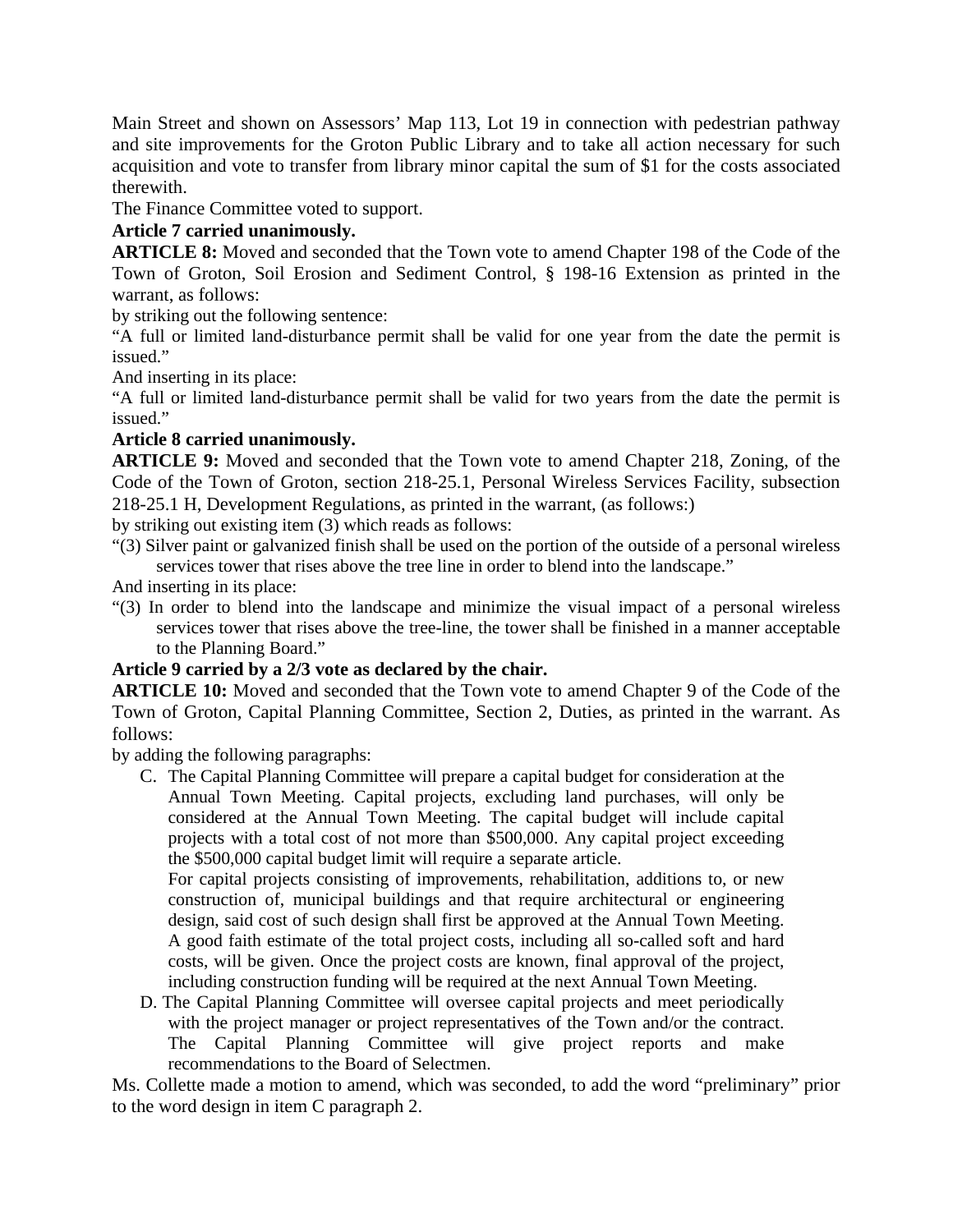Main Street and shown on Assessors' Map 113, Lot 19 in connection with pedestrian pathway and site improvements for the Groton Public Library and to take all action necessary for such acquisition and vote to transfer from library minor capital the sum of $1 for the costs associated therewith.

The Finance Committee voted to support.

**Article 7 carried unanimously.**

**ARTICLE 8:** Moved and seconded that the Town vote to amend Chapter 198 of the Code of the Town of Groton, Soil Erosion and Sediment Control, § 198-16 Extension as printed in the warrant, as follows:

by striking out the following sentence:

"A full or limited land-disturbance permit shall be valid for one year from the date the permit is issued."

And inserting in its place:

"A full or limited land-disturbance permit shall be valid for two years from the date the permit is issued."

**Article 8 carried unanimously.**

**ARTICLE 9:** Moved and seconded that the Town vote to amend Chapter 218, Zoning, of the Code of the Town of Groton, section 218-25.1, Personal Wireless Services Facility, subsection 218-25.1 H, Development Regulations, as printed in the warrant, (as follows:)

by striking out existing item (3) which reads as follows:

"(3) Silver paint or galvanized finish shall be used on the portion of the outside of a personal wireless services tower that rises above the tree line in order to blend into the landscape."

And inserting in its place:

"(3) In order to blend into the landscape and minimize the visual impact of a personal wireless services tower that rises above the tree-line, the tower shall be finished in a manner acceptable to the Planning Board."

**Article 9 carried by a 2/3 vote as declared by the chair.**

**ARTICLE 10:** Moved and seconded that the Town vote to amend Chapter 9 of the Code of the Town of Groton, Capital Planning Committee, Section 2, Duties, as printed in the warrant. As follows:

by adding the following paragraphs:

C. The Capital Planning Committee will prepare a capital budget for consideration at the Annual Town Meeting. Capital projects, excluding land purchases, will only be considered at the Annual Town Meeting. The capital budget will include capital projects with a total cost of not more than $500,000. Any capital project exceeding the $500,000 capital budget limit will require a separate article.

   For capital projects consisting of improvements, rehabilitation, additions to, or new construction of, municipal buildings and that require architectural or engineering design, said cost of such design shall first be approved at the Annual Town Meeting. A good faith estimate of the total project costs, including all so-called soft and hard costs, will be given. Once the project costs are known, final approval of the project, including construction funding will be required at the next Annual Town Meeting.

D. The Capital Planning Committee will oversee capital projects and meet periodically with the project manager or project representatives of the Town and/or the contract. The Capital Planning Committee will give project reports and make recommendations to the Board of Selectmen.

Ms. Collette made a motion to amend, which was seconded, to add the word "preliminary" prior to the word design in item C paragraph 2.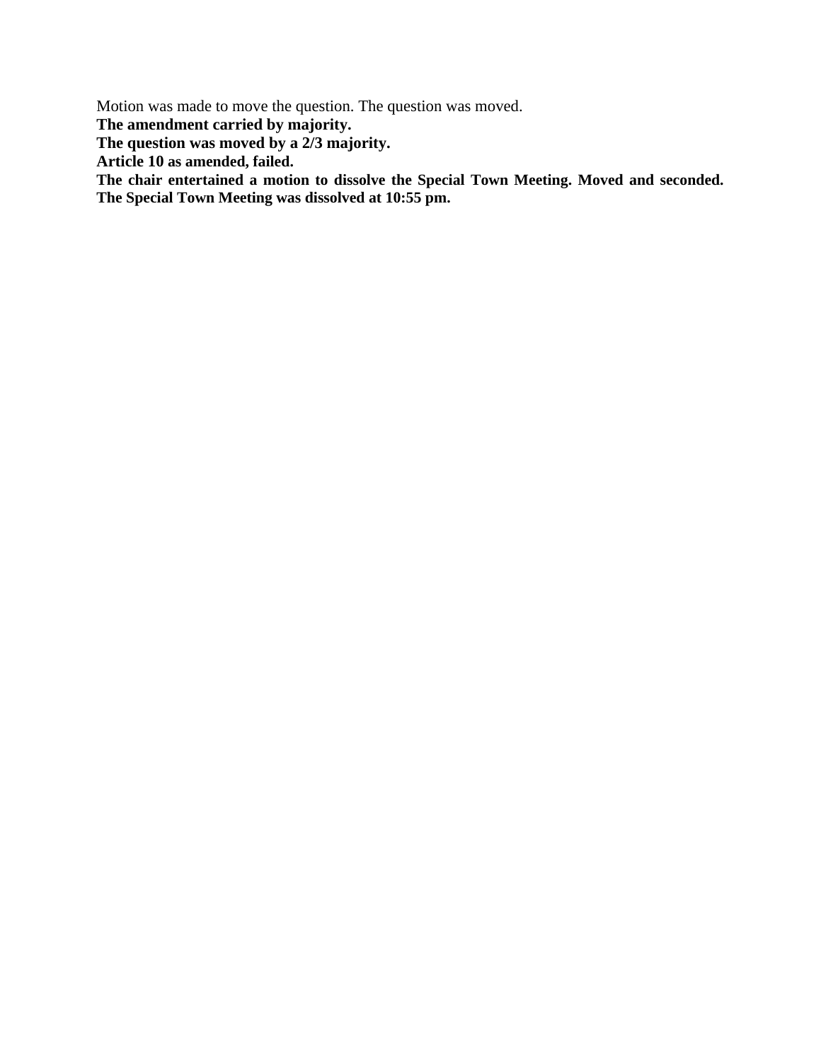Motion was made to move the question. The question was moved.

**The amendment carried by majority.**

**The question was moved by a 2/3 majority.**

**Article 10 as amended, failed.**

**The chair entertained a motion to dissolve the Special Town Meeting. Moved and seconded. The Special Town Meeting was dissolved at 10:55 pm.**